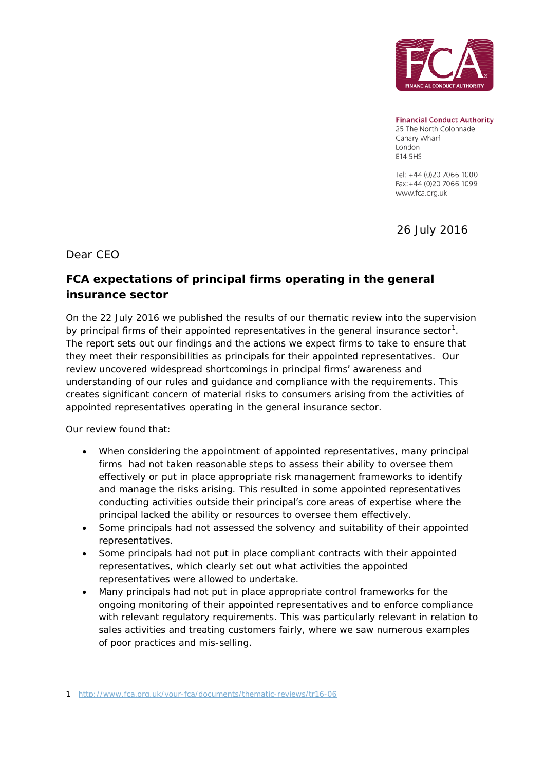**Financial Conduct Authority**
25 The North Colonnade
Canary Wharf
London
E14 5HS

Tel: +44 (0)20 7066 1000
Fax:+44 (0)20 7066 1099
www.fca.org.uk

26 July 2016

Dear CEO

## FCA expectations of principal firms operating in the general insurance sector

On the 22 July 2016 we published the results of our thematic review into the supervision by principal firms of their appointed representatives in the general insurance sector[1]. The report sets out our findings and the actions we expect firms to take to ensure that they meet their responsibilities as principals for their appointed representatives. Our review uncovered widespread shortcomings in principal firms' awareness and understanding of our rules and guidance and compliance with the requirements. This creates significant concern of material risks to consumers arising from the activities of appointed representatives operating in the general insurance sector.

Our review found that:

- When considering the appointment of appointed representatives, many principal firms had not taken reasonable steps to assess their ability to oversee them effectively or put in place appropriate risk management frameworks to identify and manage the risks arising. This resulted in some appointed representatives conducting activities outside their principal's core areas of expertise where the principal lacked the ability or resources to oversee them effectively.
- Some principals had not assessed the solvency and suitability of their appointed representatives.
- Some principals had not put in place compliant contracts with their appointed representatives, which clearly set out what activities the appointed representatives were allowed to undertake.
- Many principals had not put in place appropriate control frameworks for the ongoing monitoring of their appointed representatives and to enforce compliance with relevant regulatory requirements. This was particularly relevant in relation to sales activities and treating customers fairly, where we saw numerous examples of poor practices and mis-selling.

---

1 http://www.fca.org.uk/your-fca/documents/thematic-reviews/tr16-06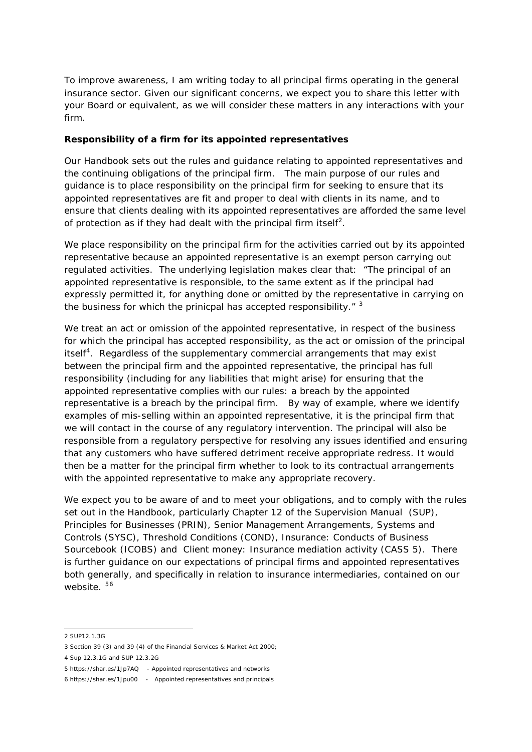To improve awareness, I am writing today to all principal firms operating in the general insurance sector. Given our significant concerns, we expect you to share this letter with your Board or equivalent, as we will consider these matters in any interactions with your firm.

**Responsibility of a firm for its appointed representatives**

Our Handbook sets out the rules and guidance relating to appointed representatives and the continuing obligations of the principal firm. The main purpose of our rules and guidance is to place responsibility on the principal firm for seeking to ensure that its appointed representatives are fit and proper to deal with clients in its name, and to ensure that clients dealing with its appointed representatives are afforded the same level of protection as if they had dealt with the principal firm itself[2].

We place responsibility on the principal firm for the activities carried out by its appointed representative because an appointed representative is an exempt person carrying out regulated activities. The underlying legislation makes clear that: "The principal of an appointed representative is responsible, to the same extent as if the principal had expressly permitted it, for anything done or omitted by the representative in carrying on the business for which the prinicpal has accepted responsibility." [3]

We treat an act or omission of the appointed representative, in respect of the business for which the principal has accepted responsibility, as the act or omission of the principal itself[4]. Regardless of the supplementary commercial arrangements that may exist between the principal firm and the appointed representative, the principal has full responsibility (including for any liabilities that might arise) for ensuring that the appointed representative complies with our rules: a breach by the appointed representative is a breach by the principal firm. By way of example, where we identify examples of mis-selling within an appointed representative, it is the principal firm that we will contact in the course of any regulatory intervention. The principal will also be responsible from a regulatory perspective for resolving any issues identified and ensuring that any customers who have suffered detriment receive appropriate redress. It would then be a matter for the principal firm whether to look to its contractual arrangements with the appointed representative to make any appropriate recovery.

We expect you to be aware of and to meet your obligations, and to comply with the rules set out in the Handbook, particularly Chapter 12 of the Supervision Manual (SUP), Principles for Businesses (PRIN), Senior Management Arrangements, Systems and Controls (SYSC), Threshold Conditions (COND), Insurance: Conducts of Business Sourcebook (ICOBS) and Client money: Insurance mediation activity (CASS 5). There is further guidance on our expectations of principal firms and appointed representatives both generally, and specifically in relation to insurance intermediaries, contained on our website. [5][6]

---

2 SUP12.1.3G

3 Section 39 (3) and 39 (4) of the Financial Services & Market Act 2000;

4 Sup 12.3.1G and SUP 12.3.2G

5 https://shar.es/1Jp7AQ - Appointed representatives and networks

6 https://shar.es/1Jpu00 - Appointed representatives and principals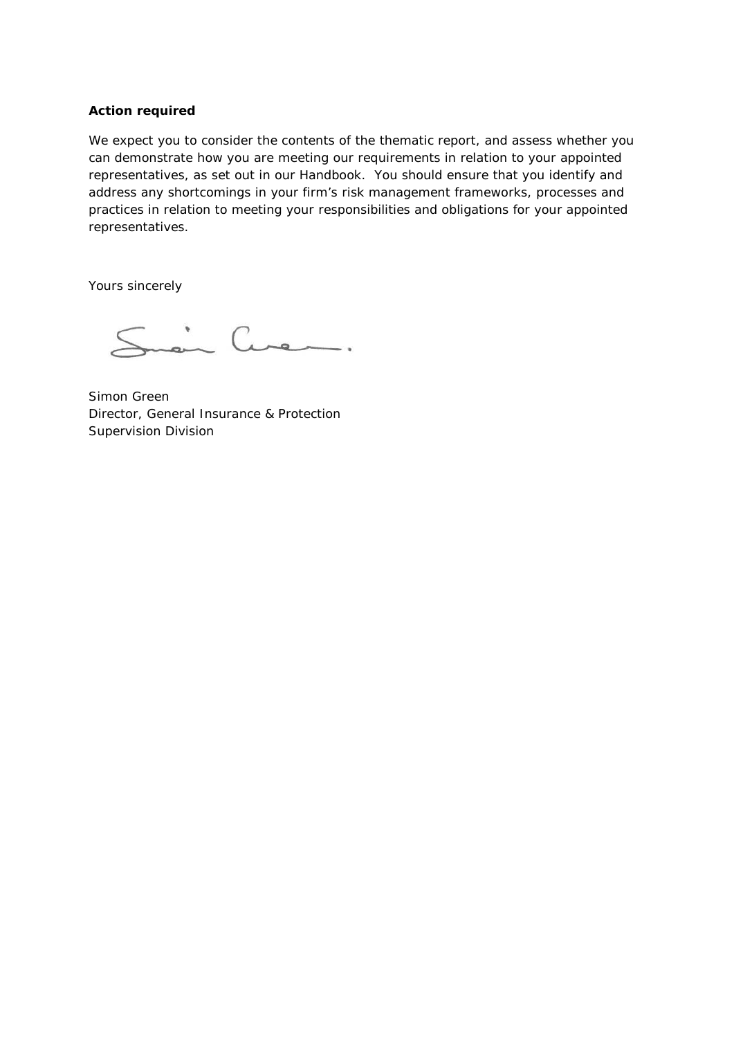**Action required**

We expect you to consider the contents of the thematic report, and assess whether you can demonstrate how you are meeting our requirements in relation to your appointed representatives, as set out in our Handbook. You should ensure that you identify and address any shortcomings in your firm's risk management frameworks, processes and practices in relation to meeting your responsibilities and obligations for your appointed representatives.

Yours sincerely

Simon Green
Director, General Insurance & Protection
Supervision Division